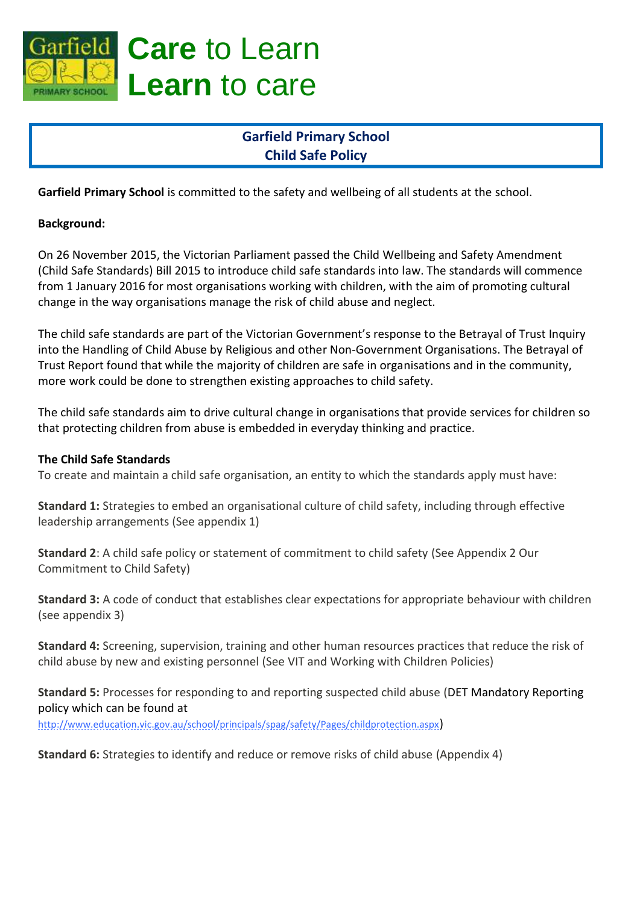# **Care** to Learn
# **Learn** to care

## Garfield Primary School
## Child Safe Policy

**Garfield Primary School** is committed to the safety and wellbeing of all students at the school.

**Background:**

On 26 November 2015, the Victorian Parliament passed the Child Wellbeing and Safety Amendment (Child Safe Standards) Bill 2015 to introduce child safe standards into law. The standards will commence from 1 January 2016 for most organisations working with children, with the aim of promoting cultural change in the way organisations manage the risk of child abuse and neglect.

The child safe standards are part of the Victorian Government's response to the Betrayal of Trust Inquiry into the Handling of Child Abuse by Religious and other Non-Government Organisations. The Betrayal of Trust Report found that while the majority of children are safe in organisations and in the community, more work could be done to strengthen existing approaches to child safety.

The child safe standards aim to drive cultural change in organisations that provide services for children so that protecting children from abuse is embedded in everyday thinking and practice.

**The Child Safe Standards**

To create and maintain a child safe organisation, an entity to which the standards apply must have:

**Standard 1:** Strategies to embed an organisational culture of child safety, including through effective leadership arrangements (See appendix 1)

**Standard 2**: A child safe policy or statement of commitment to child safety (See Appendix 2 Our Commitment to Child Safety)

**Standard 3:** A code of conduct that establishes clear expectations for appropriate behaviour with children (see appendix 3)

**Standard 4:** Screening, supervision, training and other human resources practices that reduce the risk of child abuse by new and existing personnel (See VIT and Working with Children Policies)

**Standard 5:** Processes for responding to and reporting suspected child abuse (DET Mandatory Reporting policy which can be found at http://www.education.vic.gov.au/school/principals/spag/safety/Pages/childprotection.aspx)

**Standard 6:** Strategies to identify and reduce or remove risks of child abuse (Appendix 4)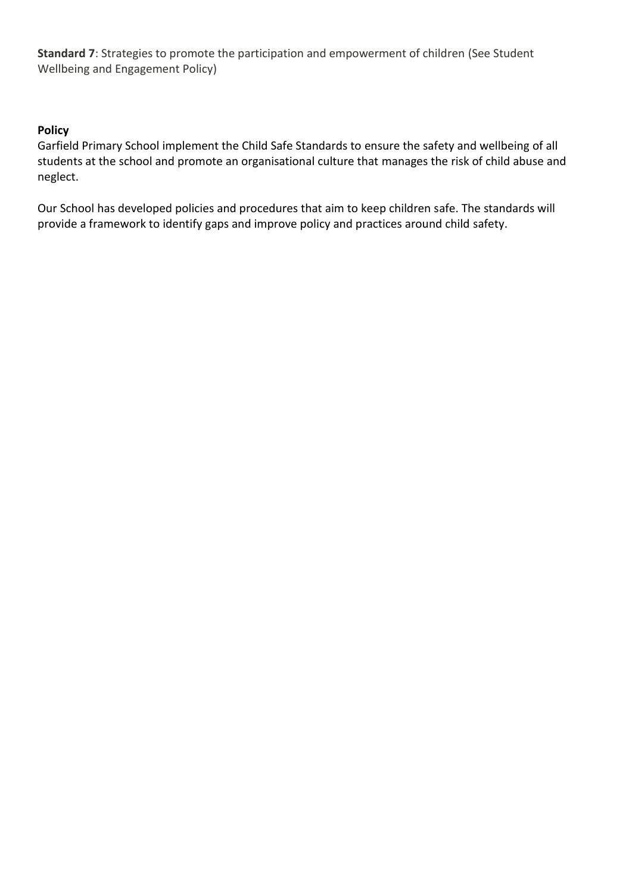**Standard 7**: Strategies to promote the participation and empowerment of children (See Student Wellbeing and Engagement Policy)

**Policy**

Garfield Primary School implement the Child Safe Standards to ensure the safety and wellbeing of all students at the school and promote an organisational culture that manages the risk of child abuse and neglect.

Our School has developed policies and procedures that aim to keep children safe. The standards will provide a framework to identify gaps and improve policy and practices around child safety.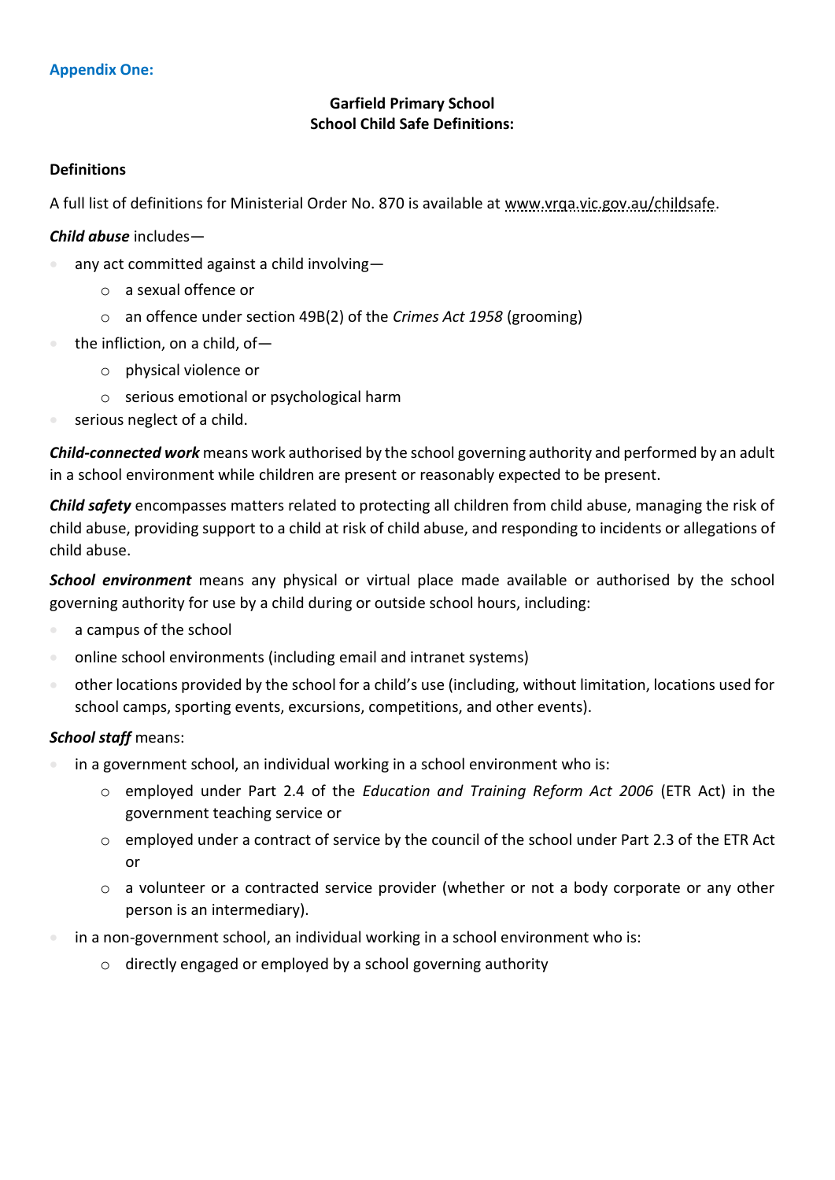**Appendix One:**

**Garfield Primary School**
**School Child Safe Definitions:**

**Definitions**

A full list of definitions for Ministerial Order No. 870 is available at www.vrqa.vic.gov.au/childsafe.

***Child abuse*** includes—

- any act committed against a child involving—
  - a sexual offence or
  - an offence under section 49B(2) of the *Crimes Act 1958* (grooming)
- the infliction, on a child, of—
  - physical violence or
  - serious emotional or psychological harm
- serious neglect of a child.

***Child-connected work*** means work authorised by the school governing authority and performed by an adult in a school environment while children are present or reasonably expected to be present.

***Child safety*** encompasses matters related to protecting all children from child abuse, managing the risk of child abuse, providing support to a child at risk of child abuse, and responding to incidents or allegations of child abuse.

***School environment*** means any physical or virtual place made available or authorised by the school governing authority for use by a child during or outside school hours, including:

- a campus of the school
- online school environments (including email and intranet systems)
- other locations provided by the school for a child's use (including, without limitation, locations used for school camps, sporting events, excursions, competitions, and other events).

***School staff*** means:

- in a government school, an individual working in a school environment who is:
  - employed under Part 2.4 of the *Education and Training Reform Act 2006* (ETR Act) in the government teaching service or
  - employed under a contract of service by the council of the school under Part 2.3 of the ETR Act or
  - a volunteer or a contracted service provider (whether or not a body corporate or any other person is an intermediary).
- in a non-government school, an individual working in a school environment who is:
  - directly engaged or employed by a school governing authority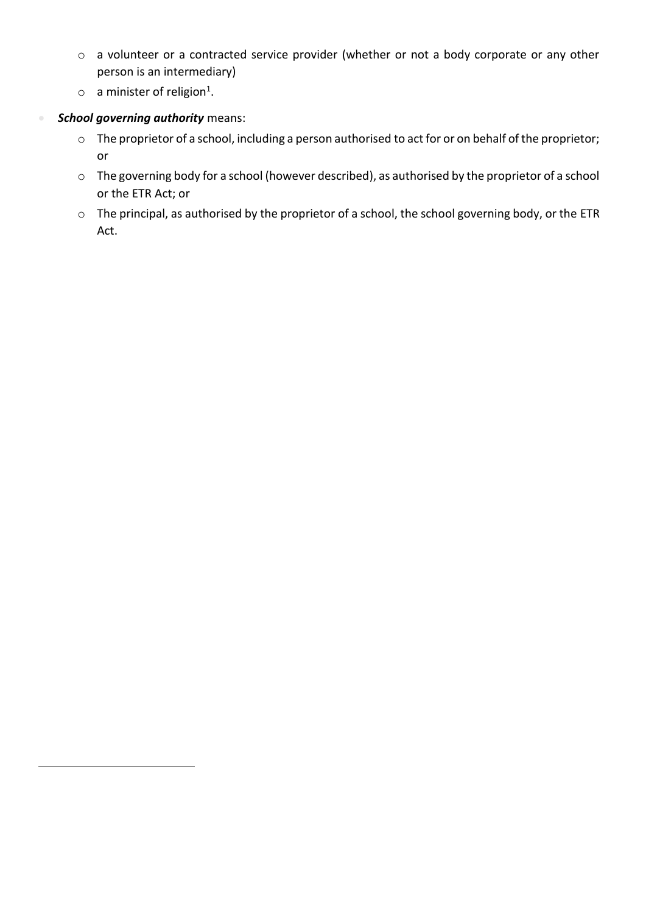- a volunteer or a contracted service provider (whether or not a body corporate or any other person is an intermediary)
  - a minister of religion[1].

- ***School governing authority*** means:
  - The proprietor of a school, including a person authorised to act for or on behalf of the proprietor; or
  - The governing body for a school (however described), as authorised by the proprietor of a school or the ETR Act; or
  - The principal, as authorised by the proprietor of a school, the school governing body, or the ETR Act.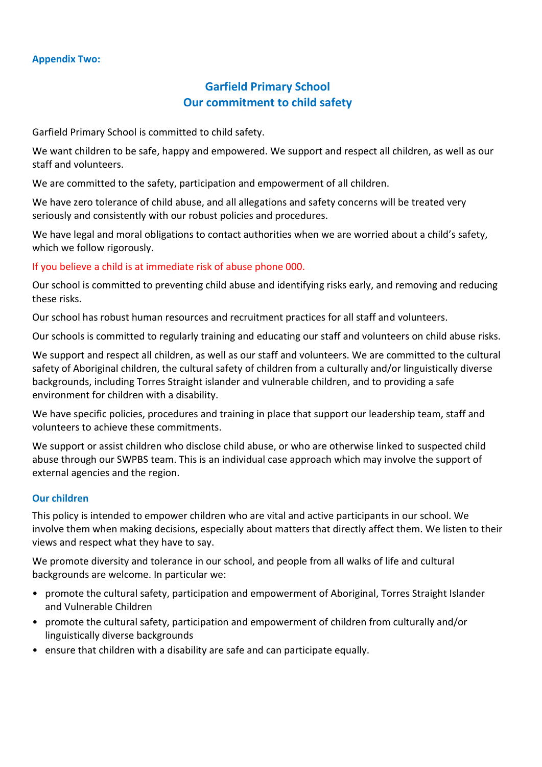**Appendix Two:**

## Garfield Primary School
## Our commitment to child safety

Garfield Primary School is committed to child safety.

We want children to be safe, happy and empowered. We support and respect all children, as well as our staff and volunteers.

We are committed to the safety, participation and empowerment of all children.

We have zero tolerance of child abuse, and all allegations and safety concerns will be treated very seriously and consistently with our robust policies and procedures.

We have legal and moral obligations to contact authorities when we are worried about a child's safety, which we follow rigorously.

If you believe a child is at immediate risk of abuse phone 000.

Our school is committed to preventing child abuse and identifying risks early, and removing and reducing these risks.

Our school has robust human resources and recruitment practices for all staff and volunteers.

Our schools is committed to regularly training and educating our staff and volunteers on child abuse risks.

We support and respect all children, as well as our staff and volunteers. We are committed to the cultural safety of Aboriginal children, the cultural safety of children from a culturally and/or linguistically diverse backgrounds, including Torres Straight islander and vulnerable children, and to providing a safe environment for children with a disability.

We have specific policies, procedures and training in place that support our leadership team, staff and volunteers to achieve these commitments.

We support or assist children who disclose child abuse, or who are otherwise linked to suspected child abuse through our SWPBS team. This is an individual case approach which may involve the support of external agencies and the region.

### Our children

This policy is intended to empower children who are vital and active participants in our school. We involve them when making decisions, especially about matters that directly affect them. We listen to their views and respect what they have to say.

We promote diversity and tolerance in our school, and people from all walks of life and cultural backgrounds are welcome. In particular we:

- promote the cultural safety, participation and empowerment of Aboriginal, Torres Straight Islander and Vulnerable Children
- promote the cultural safety, participation and empowerment of children from culturally and/or linguistically diverse backgrounds
- ensure that children with a disability are safe and can participate equally.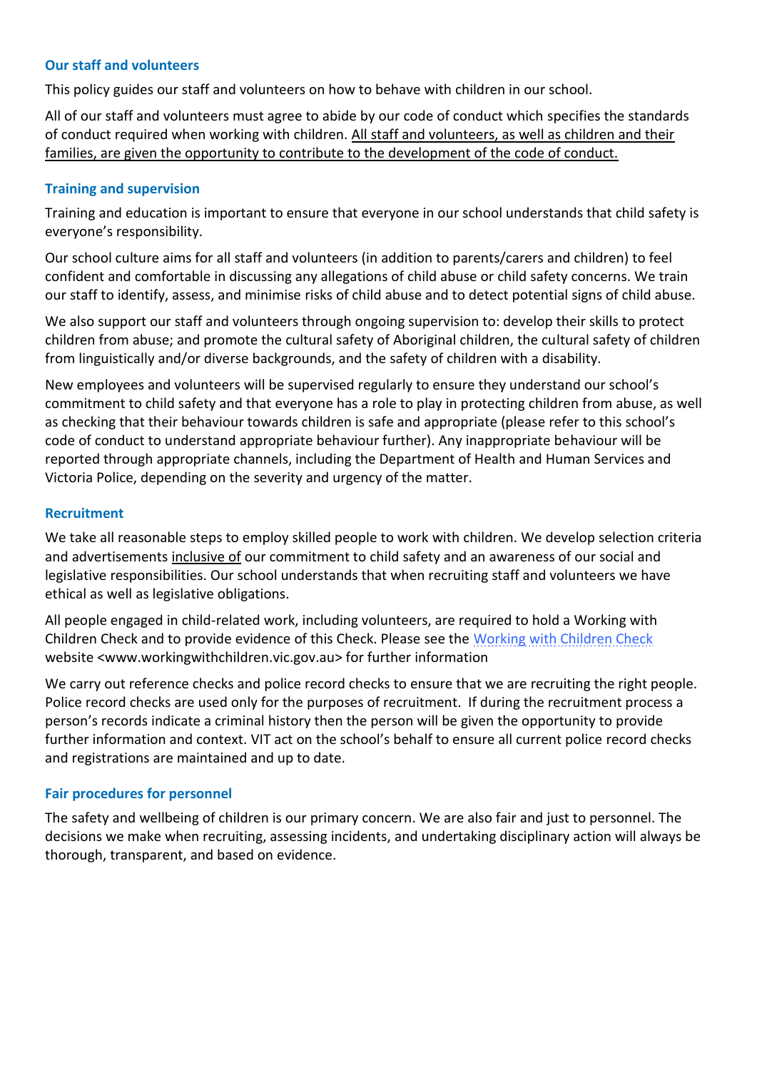### Our staff and volunteers

This policy guides our staff and volunteers on how to behave with children in our school.

All of our staff and volunteers must agree to abide by our code of conduct which specifies the standards of conduct required when working with children. <u>All staff and volunteers, as well as children and their families, are given the opportunity to contribute to the development of the code of conduct.</u>

### Training and supervision

Training and education is important to ensure that everyone in our school understands that child safety is everyone's responsibility.

Our school culture aims for all staff and volunteers (in addition to parents/carers and children) to feel confident and comfortable in discussing any allegations of child abuse or child safety concerns. We train our staff to identify, assess, and minimise risks of child abuse and to detect potential signs of child abuse.

We also support our staff and volunteers through ongoing supervision to: develop their skills to protect children from abuse; and promote the cultural safety of Aboriginal children, the cultural safety of children from linguistically and/or diverse backgrounds, and the safety of children with a disability.

New employees and volunteers will be supervised regularly to ensure they understand our school's commitment to child safety and that everyone has a role to play in protecting children from abuse, as well as checking that their behaviour towards children is safe and appropriate (please refer to this school's code of conduct to understand appropriate behaviour further). Any inappropriate behaviour will be reported through appropriate channels, including the Department of Health and Human Services and Victoria Police, depending on the severity and urgency of the matter.

### Recruitment

We take all reasonable steps to employ skilled people to work with children. We develop selection criteria and advertisements <u>inclusive of</u> our commitment to child safety and an awareness of our social and legislative responsibilities. Our school understands that when recruiting staff and volunteers we have ethical as well as legislative obligations.

All people engaged in child-related work, including volunteers, are required to hold a Working with Children Check and to provide evidence of this Check. Please see the [Working with Children Check](http://www.workingwithchildren.vic.gov.au) website <www.workingwithchildren.vic.gov.au> for further information

We carry out reference checks and police record checks to ensure that we are recruiting the right people. Police record checks are used only for the purposes of recruitment. If during the recruitment process a person's records indicate a criminal history then the person will be given the opportunity to provide further information and context. VIT act on the school's behalf to ensure all current police record checks and registrations are maintained and up to date.

### Fair procedures for personnel

The safety and wellbeing of children is our primary concern. We are also fair and just to personnel. The decisions we make when recruiting, assessing incidents, and undertaking disciplinary action will always be thorough, transparent, and based on evidence.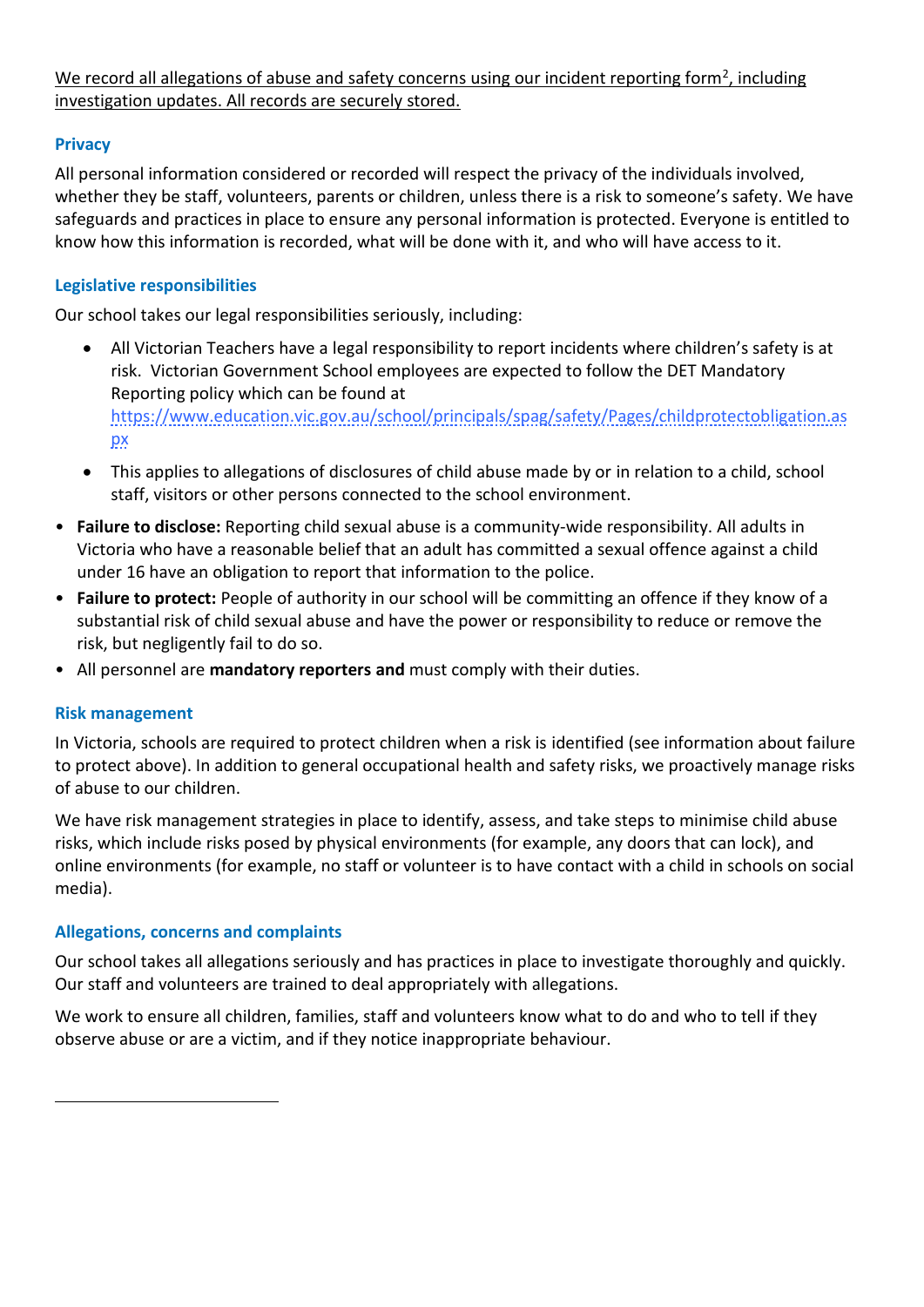We record all allegations of abuse and safety concerns using our incident reporting form[2], including investigation updates. All records are securely stored.

### Privacy

All personal information considered or recorded will respect the privacy of the individuals involved, whether they be staff, volunteers, parents or children, unless there is a risk to someone's safety. We have safeguards and practices in place to ensure any personal information is protected. Everyone is entitled to know how this information is recorded, what will be done with it, and who will have access to it.

### Legislative responsibilities

Our school takes our legal responsibilities seriously, including:

- All Victorian Teachers have a legal responsibility to report incidents where children's safety is at risk. Victorian Government School employees are expected to follow the DET Mandatory Reporting policy which can be found at https://www.education.vic.gov.au/school/principals/spag/safety/Pages/childprotectobligation.aspx
- This applies to allegations of disclosures of child abuse made by or in relation to a child, school staff, visitors or other persons connected to the school environment.

- **Failure to disclose:** Reporting child sexual abuse is a community-wide responsibility. All adults in Victoria who have a reasonable belief that an adult has committed a sexual offence against a child under 16 have an obligation to report that information to the police.
- **Failure to protect:** People of authority in our school will be committing an offence if they know of a substantial risk of child sexual abuse and have the power or responsibility to reduce or remove the risk, but negligently fail to do so.
- All personnel are **mandatory reporters and** must comply with their duties.

### Risk management

In Victoria, schools are required to protect children when a risk is identified (see information about failure to protect above). In addition to general occupational health and safety risks, we proactively manage risks of abuse to our children.

We have risk management strategies in place to identify, assess, and take steps to minimise child abuse risks, which include risks posed by physical environments (for example, any doors that can lock), and online environments (for example, no staff or volunteer is to have contact with a child in schools on social media).

### Allegations, concerns and complaints

Our school takes all allegations seriously and has practices in place to investigate thoroughly and quickly. Our staff and volunteers are trained to deal appropriately with allegations.

We work to ensure all children, families, staff and volunteers know what to do and who to tell if they observe abuse or are a victim, and if they notice inappropriate behaviour.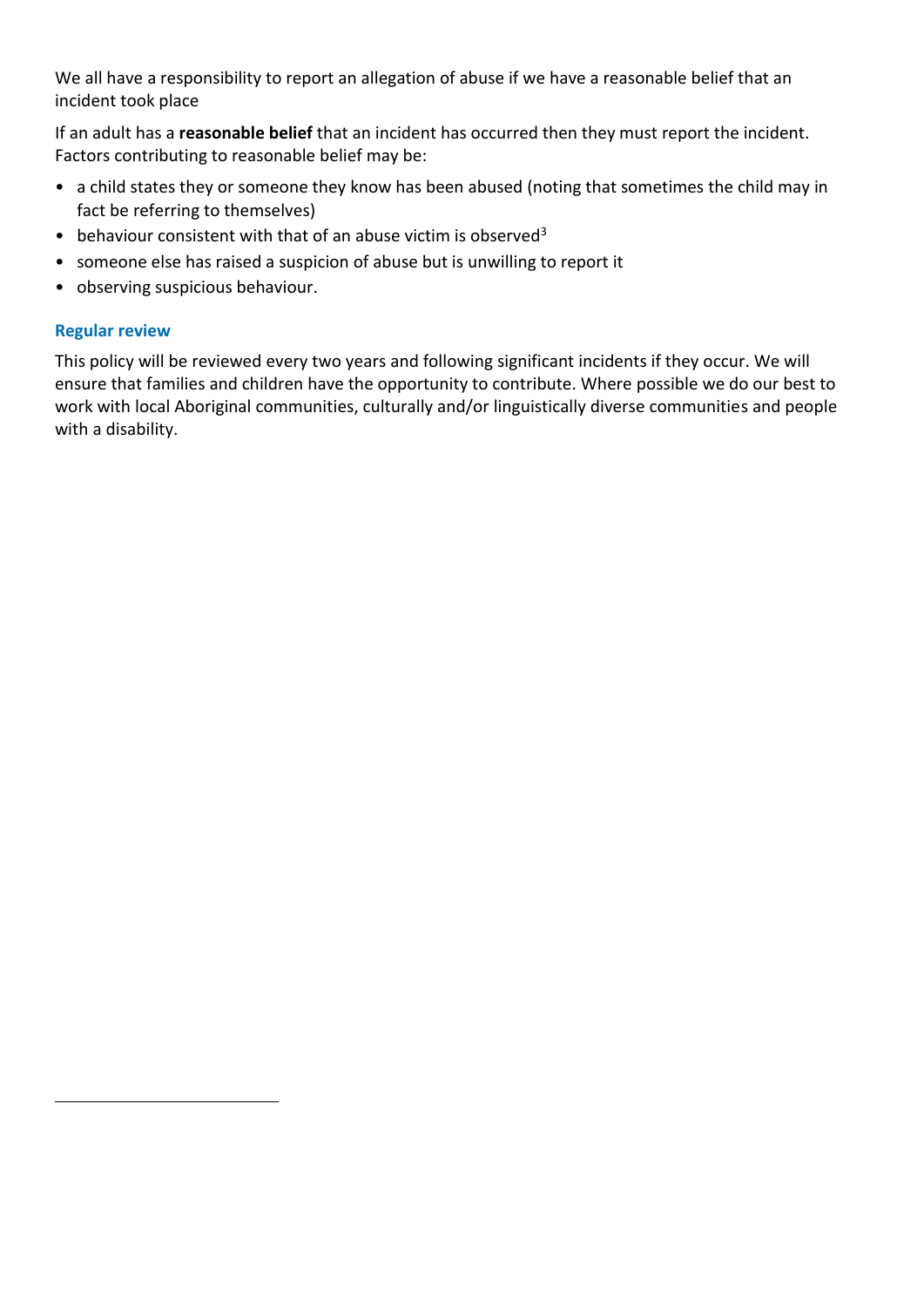We all have a responsibility to report an allegation of abuse if we have a reasonable belief that an incident took place

If an adult has a **reasonable belief** that an incident has occurred then they must report the incident. Factors contributing to reasonable belief may be:

- a child states they or someone they know has been abused (noting that sometimes the child may in fact be referring to themselves)
- behaviour consistent with that of an abuse victim is observed[3]
- someone else has raised a suspicion of abuse but is unwilling to report it
- observing suspicious behaviour.

### Regular review

This policy will be reviewed every two years and following significant incidents if they occur. We will ensure that families and children have the opportunity to contribute. Where possible we do our best to work with local Aboriginal communities, culturally and/or linguistically diverse communities and people with a disability.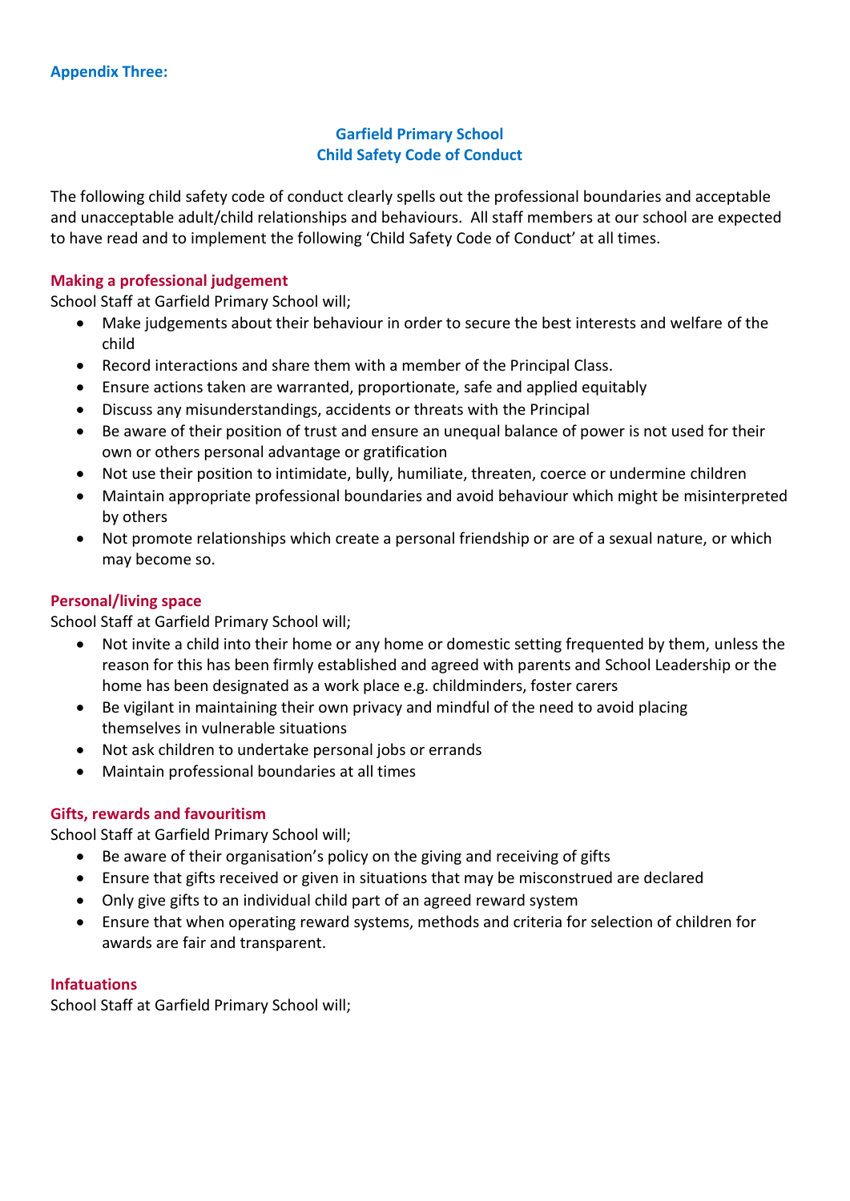**Appendix Three:**

## Garfield Primary School
## Child Safety Code of Conduct

The following child safety code of conduct clearly spells out the professional boundaries and acceptable and unacceptable adult/child relationships and behaviours. All staff members at our school are expected to have read and to implement the following 'Child Safety Code of Conduct' at all times.

### Making a professional judgement

School Staff at Garfield Primary School will;

- Make judgements about their behaviour in order to secure the best interests and welfare of the child
- Record interactions and share them with a member of the Principal Class.
- Ensure actions taken are warranted, proportionate, safe and applied equitably
- Discuss any misunderstandings, accidents or threats with the Principal
- Be aware of their position of trust and ensure an unequal balance of power is not used for their own or others personal advantage or gratification
- Not use their position to intimidate, bully, humiliate, threaten, coerce or undermine children
- Maintain appropriate professional boundaries and avoid behaviour which might be misinterpreted by others
- Not promote relationships which create a personal friendship or are of a sexual nature, or which may become so.

### Personal/living space

School Staff at Garfield Primary School will;

- Not invite a child into their home or any home or domestic setting frequented by them, unless the reason for this has been firmly established and agreed with parents and School Leadership or the home has been designated as a work place e.g. childminders, foster carers
- Be vigilant in maintaining their own privacy and mindful of the need to avoid placing themselves in vulnerable situations
- Not ask children to undertake personal jobs or errands
- Maintain professional boundaries at all times

### Gifts, rewards and favouritism

School Staff at Garfield Primary School will;

- Be aware of their organisation's policy on the giving and receiving of gifts
- Ensure that gifts received or given in situations that may be misconstrued are declared
- Only give gifts to an individual child part of an agreed reward system
- Ensure that when operating reward systems, methods and criteria for selection of children for awards are fair and transparent.

### Infatuations

School Staff at Garfield Primary School will;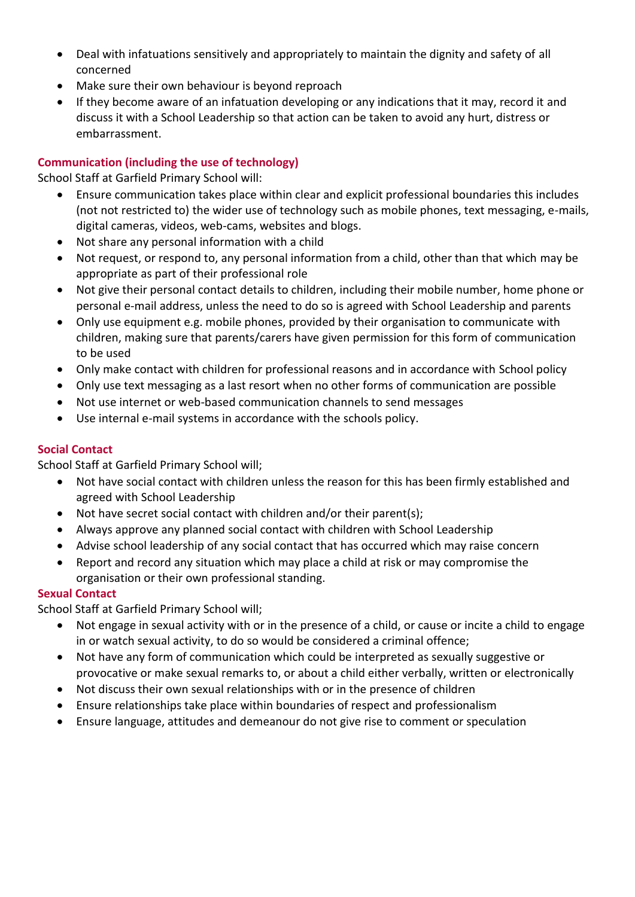- Deal with infatuations sensitively and appropriately to maintain the dignity and safety of all concerned
- Make sure their own behaviour is beyond reproach
- If they become aware of an infatuation developing or any indications that it may, record it and discuss it with a School Leadership so that action can be taken to avoid any hurt, distress or embarrassment.

### Communication (including the use of technology)

School Staff at Garfield Primary School will:

- Ensure communication takes place within clear and explicit professional boundaries this includes (not not restricted to) the wider use of technology such as mobile phones, text messaging, e-mails, digital cameras, videos, web-cams, websites and blogs.
- Not share any personal information with a child
- Not request, or respond to, any personal information from a child, other than that which may be appropriate as part of their professional role
- Not give their personal contact details to children, including their mobile number, home phone or personal e-mail address, unless the need to do so is agreed with School Leadership and parents
- Only use equipment e.g. mobile phones, provided by their organisation to communicate with children, making sure that parents/carers have given permission for this form of communication to be used
- Only make contact with children for professional reasons and in accordance with School policy
- Only use text messaging as a last resort when no other forms of communication are possible
- Not use internet or web-based communication channels to send messages
- Use internal e-mail systems in accordance with the schools policy.

### Social Contact

School Staff at Garfield Primary School will;

- Not have social contact with children unless the reason for this has been firmly established and agreed with School Leadership
- Not have secret social contact with children and/or their parent(s);
- Always approve any planned social contact with children with School Leadership
- Advise school leadership of any social contact that has occurred which may raise concern
- Report and record any situation which may place a child at risk or may compromise the organisation or their own professional standing.

### Sexual Contact

School Staff at Garfield Primary School will;

- Not engage in sexual activity with or in the presence of a child, or cause or incite a child to engage in or watch sexual activity, to do so would be considered a criminal offence;
- Not have any form of communication which could be interpreted as sexually suggestive or provocative or make sexual remarks to, or about a child either verbally, written or electronically
- Not discuss their own sexual relationships with or in the presence of children
- Ensure relationships take place within boundaries of respect and professionalism
- Ensure language, attitudes and demeanour do not give rise to comment or speculation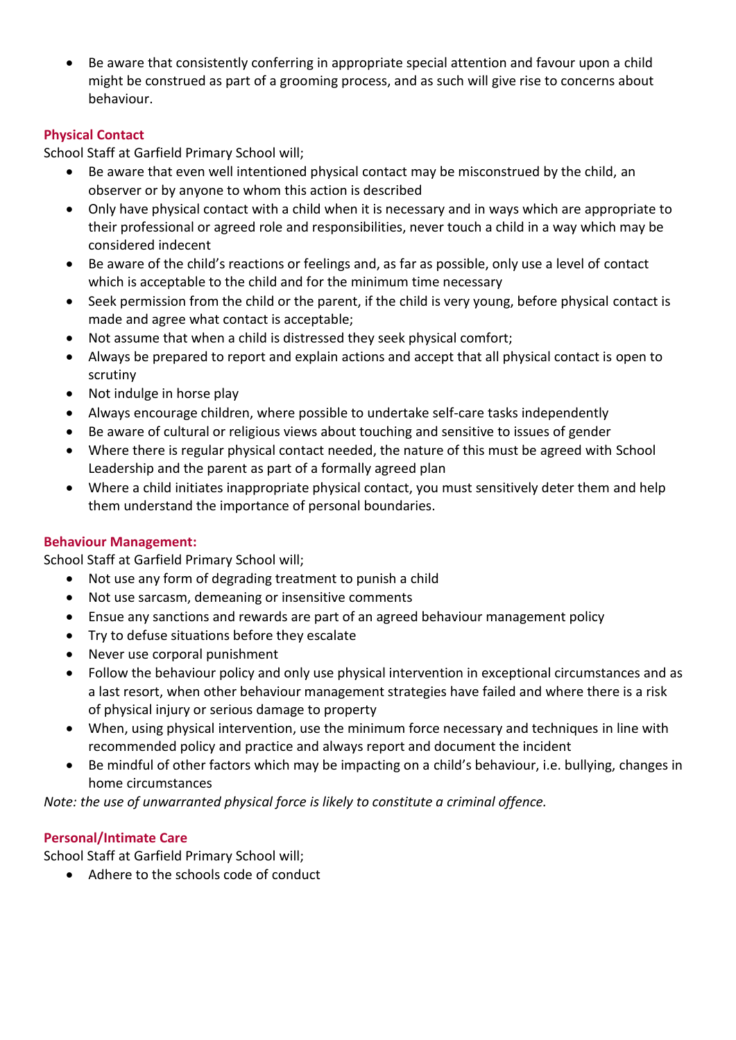- Be aware that consistently conferring in appropriate special attention and favour upon a child might be construed as part of a grooming process, and as such will give rise to concerns about behaviour.

### Physical Contact

School Staff at Garfield Primary School will;

- Be aware that even well intentioned physical contact may be misconstrued by the child, an observer or by anyone to whom this action is described
- Only have physical contact with a child when it is necessary and in ways which are appropriate to their professional or agreed role and responsibilities, never touch a child in a way which may be considered indecent
- Be aware of the child's reactions or feelings and, as far as possible, only use a level of contact which is acceptable to the child and for the minimum time necessary
- Seek permission from the child or the parent, if the child is very young, before physical contact is made and agree what contact is acceptable;
- Not assume that when a child is distressed they seek physical comfort;
- Always be prepared to report and explain actions and accept that all physical contact is open to scrutiny
- Not indulge in horse play
- Always encourage children, where possible to undertake self-care tasks independently
- Be aware of cultural or religious views about touching and sensitive to issues of gender
- Where there is regular physical contact needed, the nature of this must be agreed with School Leadership and the parent as part of a formally agreed plan
- Where a child initiates inappropriate physical contact, you must sensitively deter them and help them understand the importance of personal boundaries.

### Behaviour Management:

School Staff at Garfield Primary School will;

- Not use any form of degrading treatment to punish a child
- Not use sarcasm, demeaning or insensitive comments
- Ensue any sanctions and rewards are part of an agreed behaviour management policy
- Try to defuse situations before they escalate
- Never use corporal punishment
- Follow the behaviour policy and only use physical intervention in exceptional circumstances and as a last resort, when other behaviour management strategies have failed and where there is a risk of physical injury or serious damage to property
- When, using physical intervention, use the minimum force necessary and techniques in line with recommended policy and practice and always report and document the incident
- Be mindful of other factors which may be impacting on a child's behaviour, i.e. bullying, changes in home circumstances

*Note: the use of unwarranted physical force is likely to constitute a criminal offence.*

### Personal/Intimate Care

School Staff at Garfield Primary School will;

- Adhere to the schools code of conduct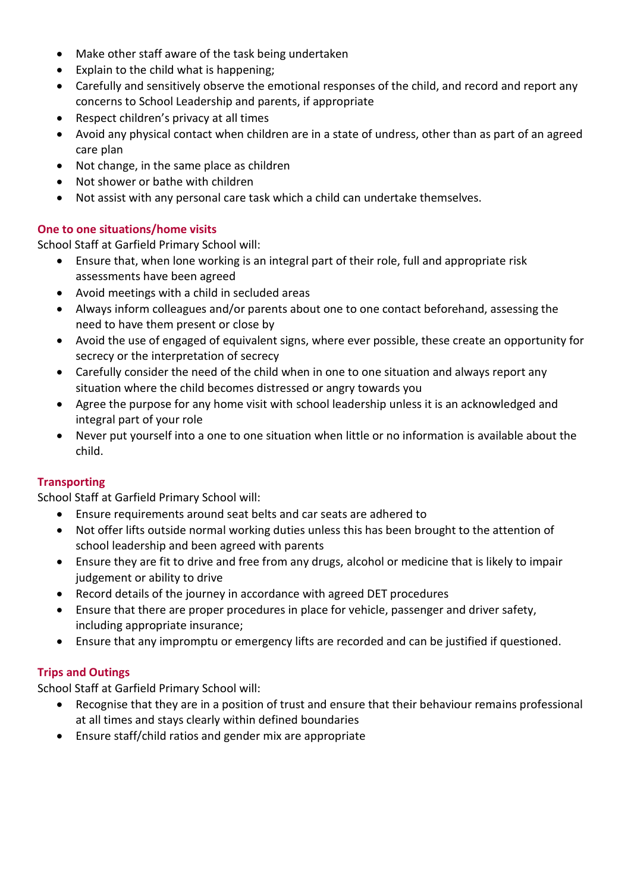- Make other staff aware of the task being undertaken
- Explain to the child what is happening;
- Carefully and sensitively observe the emotional responses of the child, and record and report any concerns to School Leadership and parents, if appropriate
- Respect children's privacy at all times
- Avoid any physical contact when children are in a state of undress, other than as part of an agreed care plan
- Not change, in the same place as children
- Not shower or bathe with children
- Not assist with any personal care task which a child can undertake themselves.

### One to one situations/home visits

School Staff at Garfield Primary School will:

- Ensure that, when lone working is an integral part of their role, full and appropriate risk assessments have been agreed
- Avoid meetings with a child in secluded areas
- Always inform colleagues and/or parents about one to one contact beforehand, assessing the need to have them present or close by
- Avoid the use of engaged of equivalent signs, where ever possible, these create an opportunity for secrecy or the interpretation of secrecy
- Carefully consider the need of the child when in one to one situation and always report any situation where the child becomes distressed or angry towards you
- Agree the purpose for any home visit with school leadership unless it is an acknowledged and integral part of your role
- Never put yourself into a one to one situation when little or no information is available about the child.

### Transporting

School Staff at Garfield Primary School will:

- Ensure requirements around seat belts and car seats are adhered to
- Not offer lifts outside normal working duties unless this has been brought to the attention of school leadership and been agreed with parents
- Ensure they are fit to drive and free from any drugs, alcohol or medicine that is likely to impair judgement or ability to drive
- Record details of the journey in accordance with agreed DET procedures
- Ensure that there are proper procedures in place for vehicle, passenger and driver safety, including appropriate insurance;
- Ensure that any impromptu or emergency lifts are recorded and can be justified if questioned.

### Trips and Outings

School Staff at Garfield Primary School will:

- Recognise that they are in a position of trust and ensure that their behaviour remains professional at all times and stays clearly within defined boundaries
- Ensure staff/child ratios and gender mix are appropriate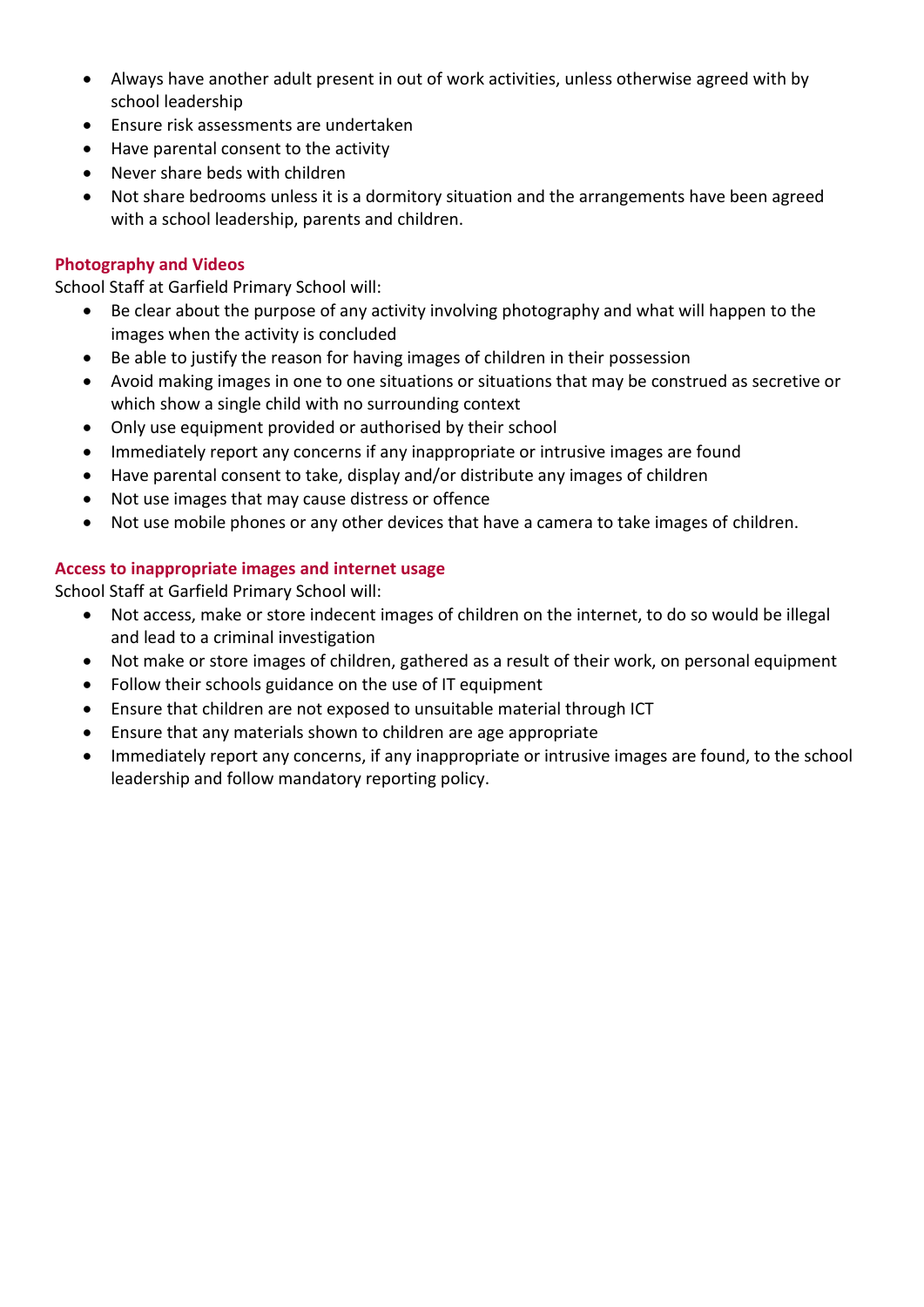- Always have another adult present in out of work activities, unless otherwise agreed with by school leadership
- Ensure risk assessments are undertaken
- Have parental consent to the activity
- Never share beds with children
- Not share bedrooms unless it is a dormitory situation and the arrangements have been agreed with a school leadership, parents and children.

### Photography and Videos

School Staff at Garfield Primary School will:

- Be clear about the purpose of any activity involving photography and what will happen to the images when the activity is concluded
- Be able to justify the reason for having images of children in their possession
- Avoid making images in one to one situations or situations that may be construed as secretive or which show a single child with no surrounding context
- Only use equipment provided or authorised by their school
- Immediately report any concerns if any inappropriate or intrusive images are found
- Have parental consent to take, display and/or distribute any images of children
- Not use images that may cause distress or offence
- Not use mobile phones or any other devices that have a camera to take images of children.

### Access to inappropriate images and internet usage

School Staff at Garfield Primary School will:

- Not access, make or store indecent images of children on the internet, to do so would be illegal and lead to a criminal investigation
- Not make or store images of children, gathered as a result of their work, on personal equipment
- Follow their schools guidance on the use of IT equipment
- Ensure that children are not exposed to unsuitable material through ICT
- Ensure that any materials shown to children are age appropriate
- Immediately report any concerns, if any inappropriate or intrusive images are found, to the school leadership and follow mandatory reporting policy.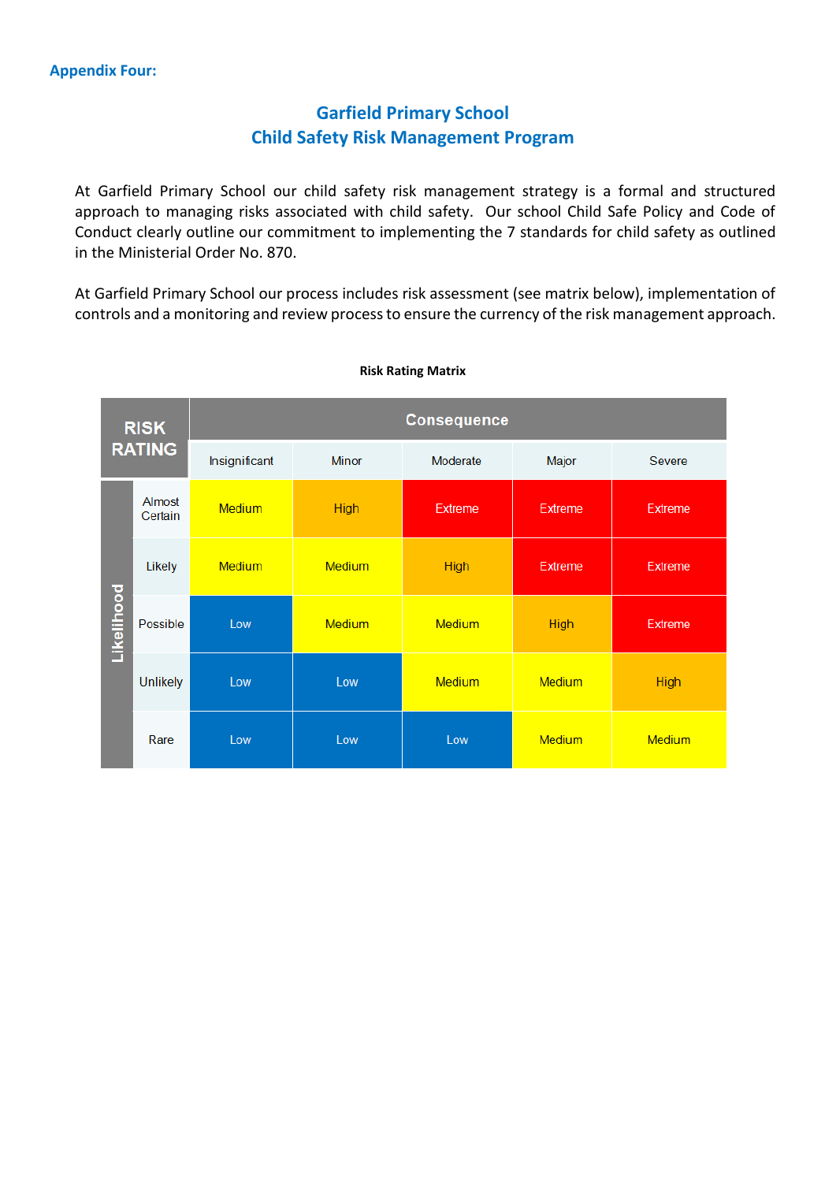**Appendix Four:**

## Garfield Primary School
## Child Safety Risk Management Program

At Garfield Primary School our child safety risk management strategy is a formal and structured approach to managing risks associated with child safety. Our school Child Safe Policy and Code of Conduct clearly outline our commitment to implementing the 7 standards for child safety as outlined in the Ministerial Order No. 870.

At Garfield Primary School our process includes risk assessment (see matrix below), implementation of controls and a monitoring and review process to ensure the currency of the risk management approach.

**Risk Rating Matrix**

| RISK RATING | | Consequence | | | | |
|---|---|---|---|---|---|---|
| | | Insignificant | Minor | Moderate | Major | Severe |
| Likelihood | Almost Certain | Medium | High | Extreme | Extreme | Extreme |
| | Likely | Medium | Medium | High | Extreme | Extreme |
| | Possible | Low | Medium | Medium | High | Extreme |
| | Unlikely | Low | Low | Medium | Medium | High |
| | Rare | Low | Low | Low | Medium | Medium |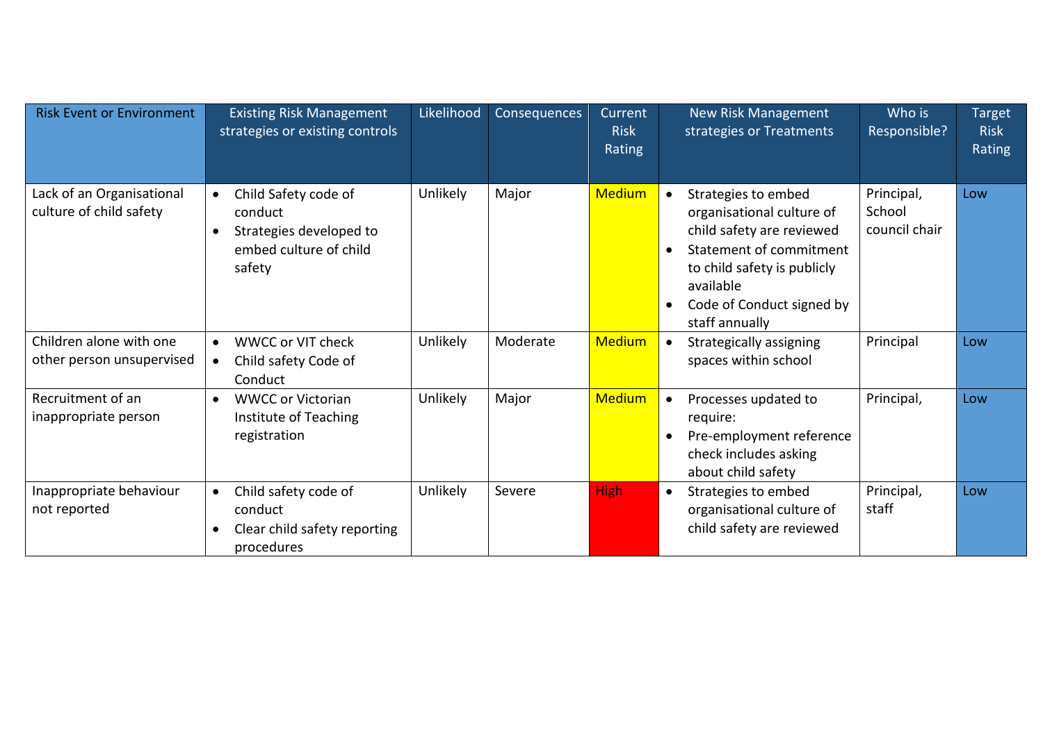| Risk Event or Environment | Existing Risk Management strategies or existing controls | Likelihood | Consequences | Current Risk Rating | New Risk Management strategies or Treatments | Who is Responsible? | Target Risk Rating |
|---|---|---|---|---|---|---|---|
| Lack of an Organisational culture of child safety | • Child Safety code of conduct<br>• Strategies developed to embed culture of child safety | Unlikely | Major | Medium | • Strategies to embed organisational culture of child safety are reviewed<br>• Statement of commitment to child safety is publicly available<br>• Code of Conduct signed by staff annually | Principal, School council chair | Low |
| Children alone with one other person unsupervised | • WWCC or VIT check<br>• Child safety Code of Conduct | Unlikely | Moderate | Medium | • Strategically assigning spaces within school | Principal | Low |
| Recruitment of an inappropriate person | • WWCC or Victorian Institute of Teaching registration | Unlikely | Major | Medium | • Processes updated to require:<br>• Pre-employment reference check includes asking about child safety | Principal, | Low |
| Inappropriate behaviour not reported | • Child safety code of conduct<br>• Clear child safety reporting procedures | Unlikely | Severe | High | • Strategies to embed organisational culture of child safety are reviewed | Principal, staff | Low |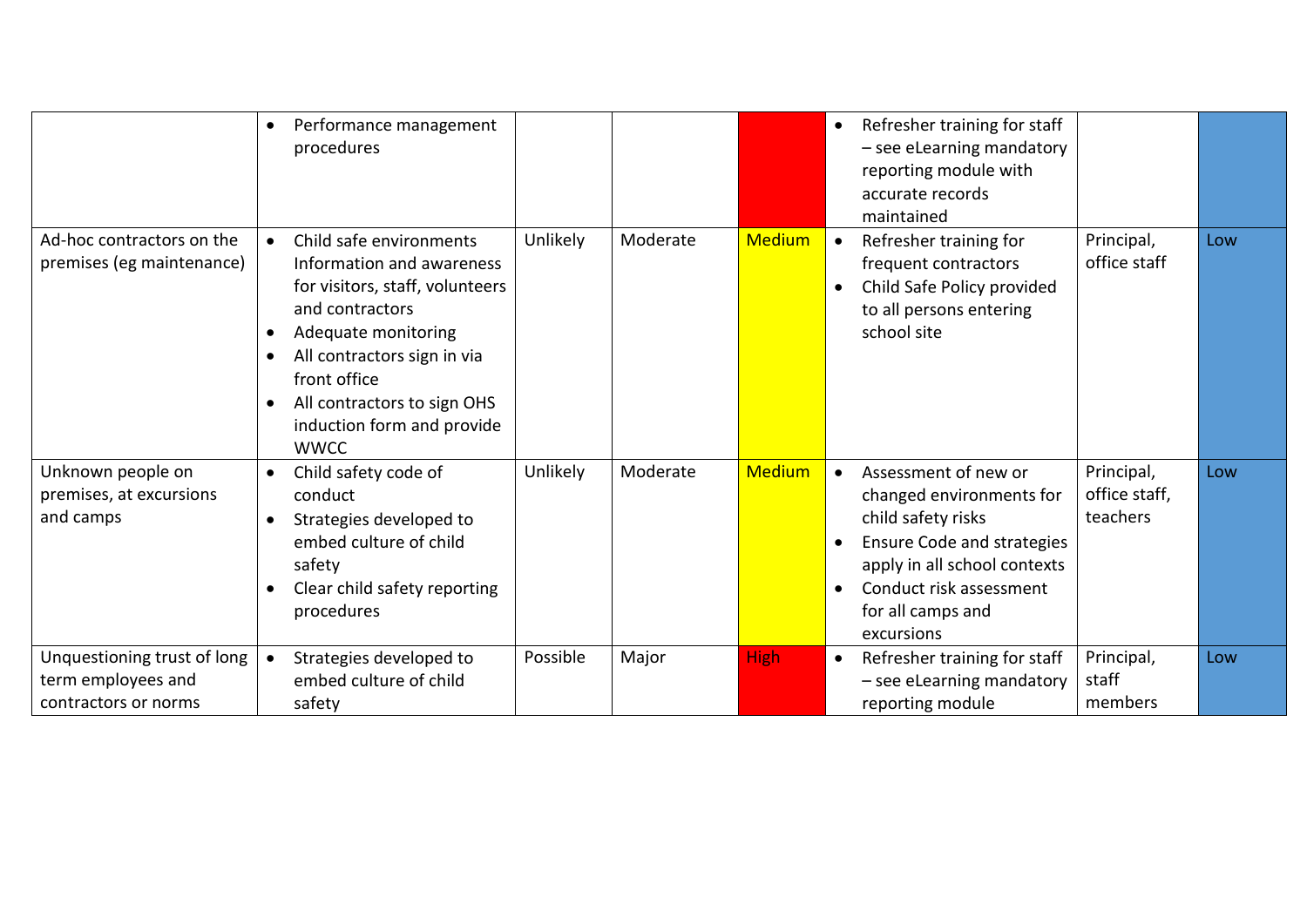| | | | | | | | |
|---|---|---|---|---|---|---|---|
| | • Performance management procedures | | | | • Refresher training for staff – see eLearning mandatory reporting module with accurate records maintained | | |
| Ad-hoc contractors on the premises (eg maintenance) | • Child safe environments Information and awareness for visitors, staff, volunteers and contractors<br>• Adequate monitoring<br>• All contractors sign in via front office<br>• All contractors to sign OHS induction form and provide WWCC | Unlikely | Moderate | Medium | • Refresher training for frequent contractors<br>• Child Safe Policy provided to all persons entering school site | Principal, office staff | Low |
| Unknown people on premises, at excursions and camps | • Child safety code of conduct<br>• Strategies developed to embed culture of child safety<br>• Clear child safety reporting procedures | Unlikely | Moderate | Medium | • Assessment of new or changed environments for child safety risks<br>• Ensure Code and strategies apply in all school contexts<br>• Conduct risk assessment for all camps and excursions | Principal, office staff, teachers | Low |
| Unquestioning trust of long term employees and contractors or norms | • Strategies developed to embed culture of child safety | Possible | Major | High | • Refresher training for staff – see eLearning mandatory reporting module | Principal, staff members | Low |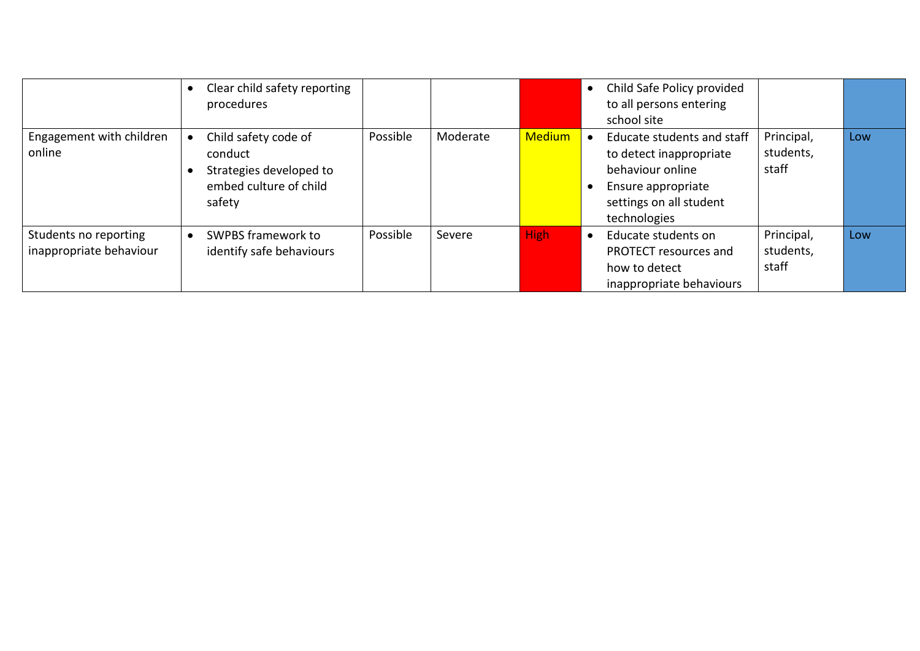| | | | | | | | |
|---|---|---|---|---|---|---|---|
| | • Clear child safety reporting procedures | | | | • Child Safe Policy provided to all persons entering school site | | |
| Engagement with children online | • Child safety code of conduct<br>• Strategies developed to embed culture of child safety | Possible | Moderate | Medium | • Educate students and staff to detect inappropriate behaviour online<br>• Ensure appropriate settings on all student technologies | Principal, students, staff | Low |
| Students no reporting inappropriate behaviour | • SWPBS framework to identify safe behaviours | Possible | Severe | High | • Educate students on PROTECT resources and how to detect inappropriate behaviours | Principal, students, staff | Low |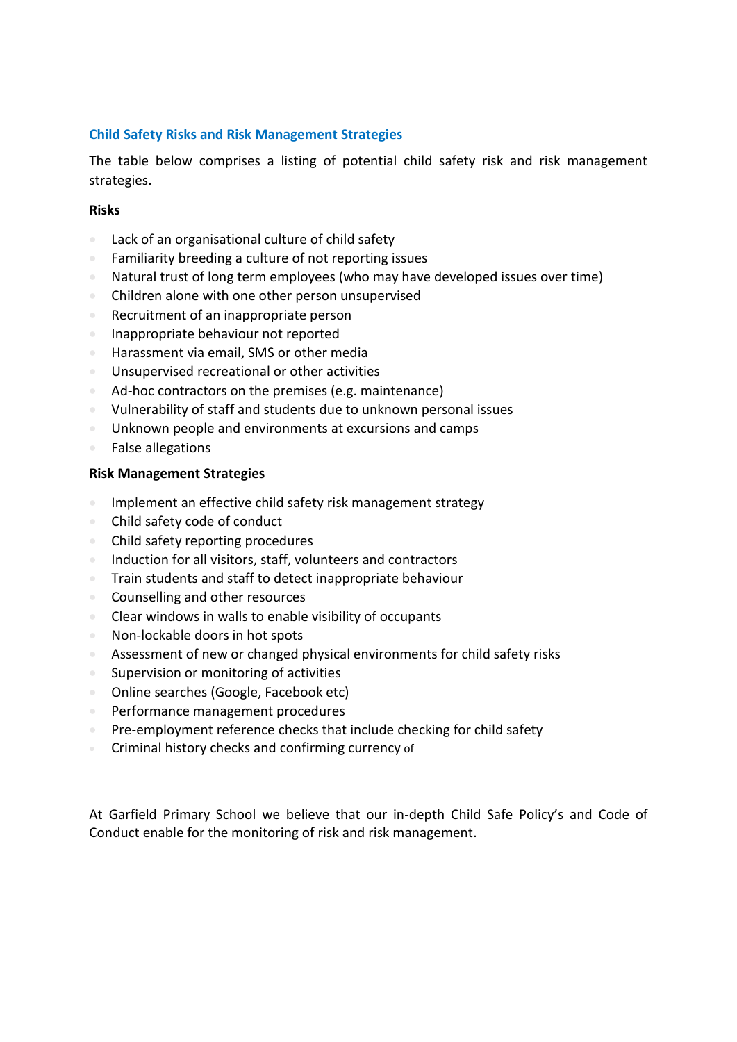## Child Safety Risks and Risk Management Strategies

The table below comprises a listing of potential child safety risk and risk management strategies.

**Risks**

- Lack of an organisational culture of child safety
- Familiarity breeding a culture of not reporting issues
- Natural trust of long term employees (who may have developed issues over time)
- Children alone with one other person unsupervised
- Recruitment of an inappropriate person
- Inappropriate behaviour not reported
- Harassment via email, SMS or other media
- Unsupervised recreational or other activities
- Ad-hoc contractors on the premises (e.g. maintenance)
- Vulnerability of staff and students due to unknown personal issues
- Unknown people and environments at excursions and camps
- False allegations

**Risk Management Strategies**

- Implement an effective child safety risk management strategy
- Child safety code of conduct
- Child safety reporting procedures
- Induction for all visitors, staff, volunteers and contractors
- Train students and staff to detect inappropriate behaviour
- Counselling and other resources
- Clear windows in walls to enable visibility of occupants
- Non-lockable doors in hot spots
- Assessment of new or changed physical environments for child safety risks
- Supervision or monitoring of activities
- Online searches (Google, Facebook etc)
- Performance management procedures
- Pre-employment reference checks that include checking for child safety
- Criminal history checks and confirming currency of

At Garfield Primary School we believe that our in-depth Child Safe Policy's and Code of Conduct enable for the monitoring of risk and risk management.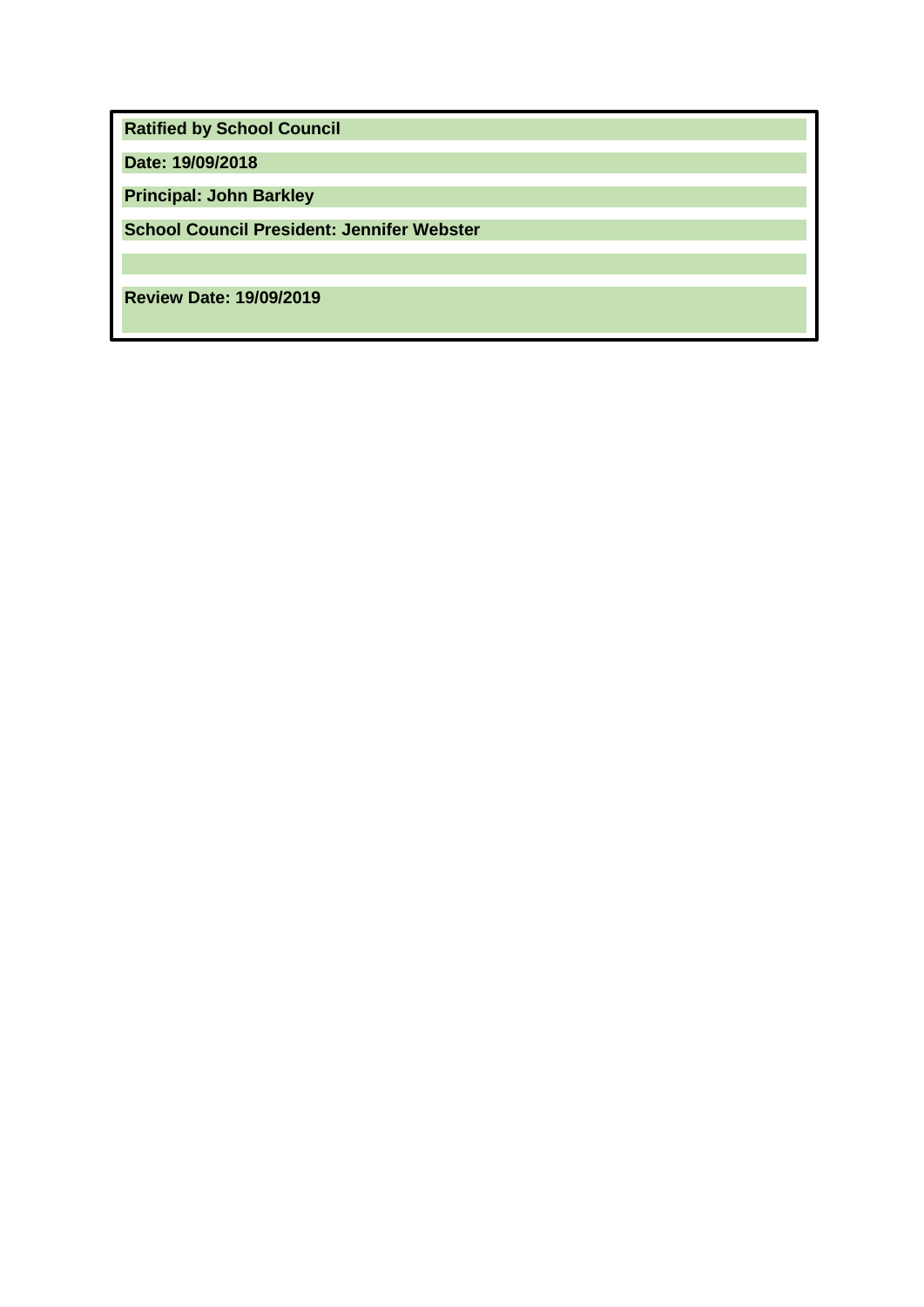**Ratified by School Council**

**Date: 19/09/2018**

**Principal: John Barkley**

**School Council President: Jennifer Webster**

**Review Date: 19/09/2019**